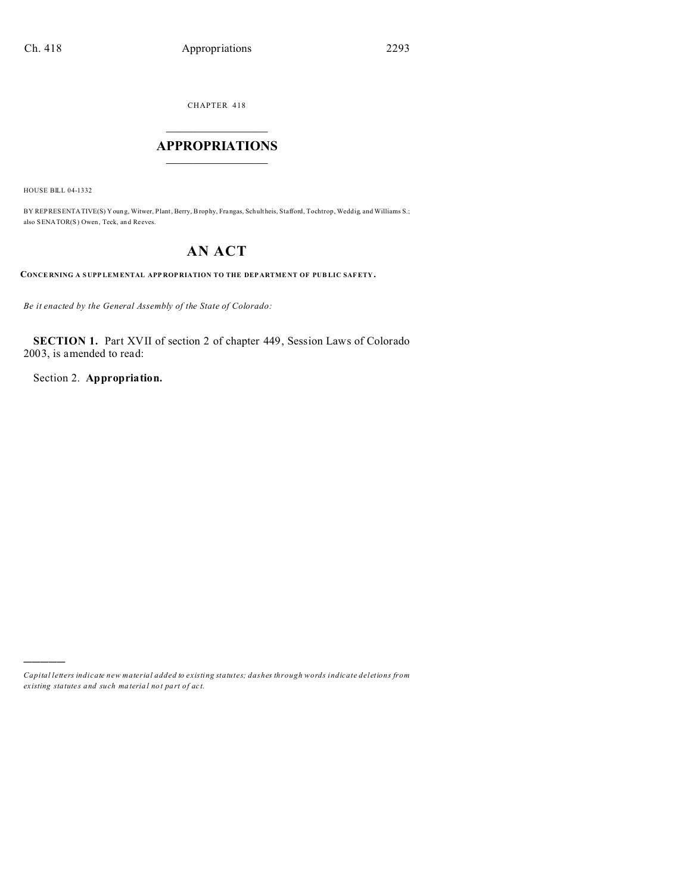CHAPTER 418

# APPROPRIATIONS

HOUSE BILL 04-1332

BY REPRESENTATIVE(S) Young, Witwer, Plant, Berry, Brophy, Frangas, Schultheis, Stafford, Tochtrop, Weddig, and Williams S.; also SENATOR(S) Owen, Teck, and Reeves.

# AN ACT

**CONCERNING A SUPPLEMENTAL APPROPRIATION TO THE DEPARTMENT OF PUBLIC SAFETY.**

*Be it enacted by the General Assembly of the State of Colorado:*

**SECTION 1.** Part XVII of section 2 of chapter 449, Session Laws of Colorado 2003, is amended to read:

Section 2. **Appropriation.**

---

*Capital letters indicate new material added to existing statutes; dashes through words indicate deletions from existing statutes and such material not part of act.*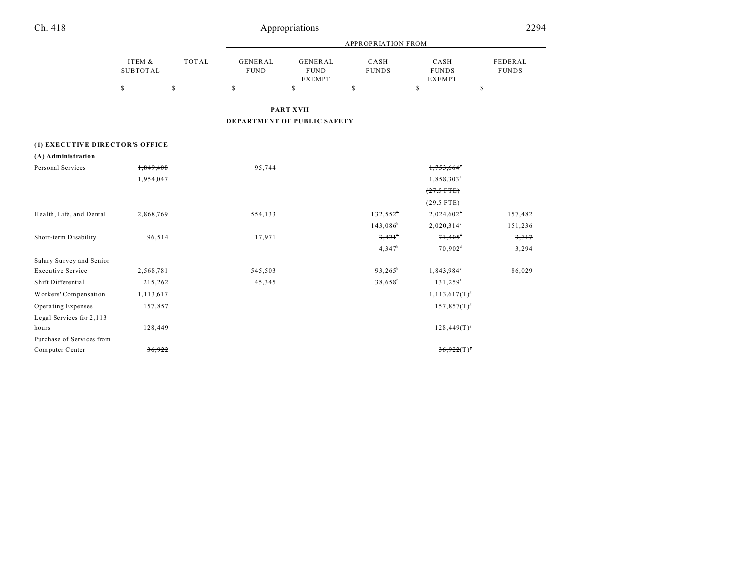## PART XVII

## DEPARTMENT OF PUBLIC SAFETY

| | ITEM & SUBTOTAL | TOTAL | GENERAL FUND | GENERAL FUND EXEMPT | CASH FUNDS | CASH FUNDS EXEMPT | FEDERAL FUNDS |
|---|---|---|---|---|---|---|---|
| | | | APPROPRIATION FROM | | | | |
| | $ | $ | $ | $ | $ | $ | $ |
| **(1) EXECUTIVE DIRECTOR'S OFFICE** | | | | | | | |
| **(A) Administration** | | | | | | | |
| Personal Services | ~~1,849,408~~ | | 95,744 | | | ~~1,753,664~~[a] | |
| | 1,954,047 | | | | | 1,858,303[a] | |
| | | | | | | ~~(27.5 FTE)~~ | |
| | | | | | | (29.5 FTE) | |
| Health, Life, and Dental | 2,868,769 | | 554,133 | | ~~132,552~~[b] | ~~2,024,602~~[c] | ~~157,482~~ |
| | | | | | 143,086[b] | 2,020,314[c] | 151,236 |
| Short-term Disability | 96,514 | | 17,971 | | ~~3,421~~[b] | ~~71,405~~[d] | ~~3,717~~ |
| | | | | | 4,347[b] | 70,902[d] | 3,294 |
| Salary Survey and Senior Executive Service | 2,568,781 | | 545,503 | | 93,265[b] | 1,843,984[c] | 86,029 |
| Shift Differential | 215,262 | | 45,345 | | 38,658[b] | 131,259[f] | |
| Workers' Compensation | 1,113,617 | | | | | 1,113,617(T)[g] | |
| Operating Expenses | 157,857 | | | | | 157,857(T)[g] | |
| Legal Services for 2,113 hours | 128,449 | | | | | 128,449(T)[g] | |
| Purchase of Services from Computer Center | ~~36,922~~ | | | | | ~~36,922(T)~~[g] | |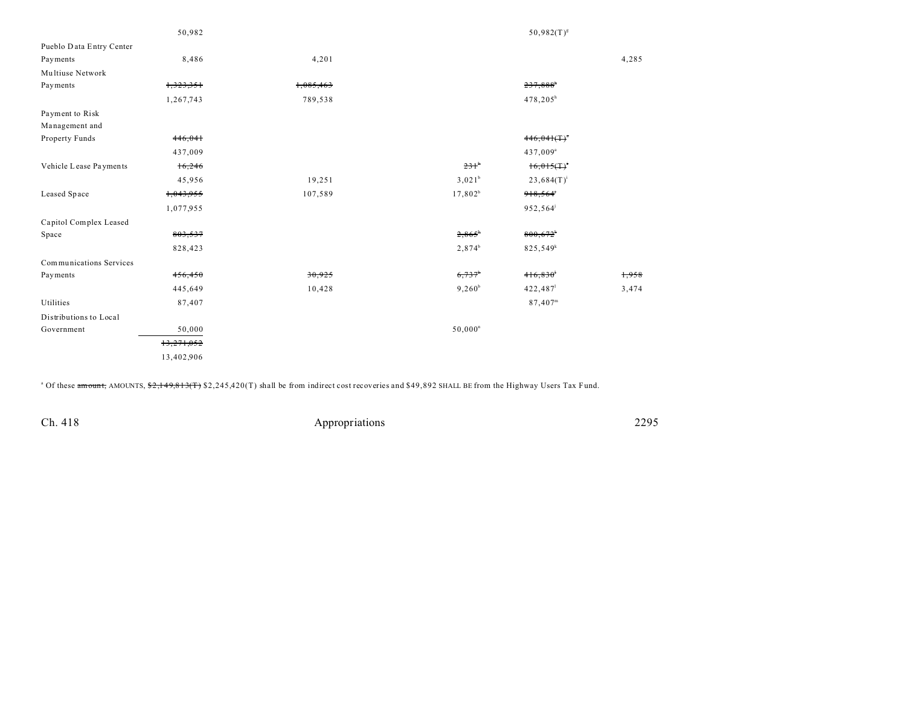| | | | | | |
|---|---|---|---|---|---|
| | 50,982 | | | 50,982(T)[g] | |
| Pueblo Data Entry Center Payments | 8,486 | 4,201 | | | 4,285 |
| Multiuse Network Payments | ~~1,323,351~~ | ~~1,085,463~~ | | ~~237,888~~[h] | |
| | 1,267,743 | 789,538 | | 478,205[h] | |
| Payment to Risk Management and Property Funds | ~~446,041~~ | | | ~~446,041(T)~~[a] | |
| | 437,009 | | | 437,009[a] | |
| Vehicle Lease Payments | ~~16,246~~ | | ~~231~~[b] | ~~16,015(T)~~[i] | |
| | 45,956 | 19,251 | 3,021[b] | 23,684(T)[i] | |
| Leased Space | ~~1,043,955~~ | 107,589 | 17,802[b] | ~~918,564~~[j] | |
| | 1,077,955 | | | 952,564[j] | |
| Capitol Complex Leased Space | ~~803,537~~ | | ~~2,865~~[b] | ~~800,672~~[k] | |
| | 828,423 | | 2,874[b] | 825,549[k] | |
| Communications Services Payments | ~~456,450~~ | ~~30,925~~ | ~~6,737~~[b] | ~~416,830~~[l] | ~~1,958~~ |
| | 445,649 | 10,428 | 9,260[b] | 422,487[l] | 3,474 |
| Utilities | 87,407 | | | 87,407[m] | |
| Distributions to Local Government | 50,000 | | 50,000[n] | | |
| | ~~13,271,052~~ | | | | |
| | 13,402,906 | | | | |

[a] Of these ~~amount,~~ AMOUNTS, ~~$2,149,813(T)~~ $2,245,420(T) shall be from indirect cost recoveries and $49,892 SHALL BE from the Highway Users Tax Fund.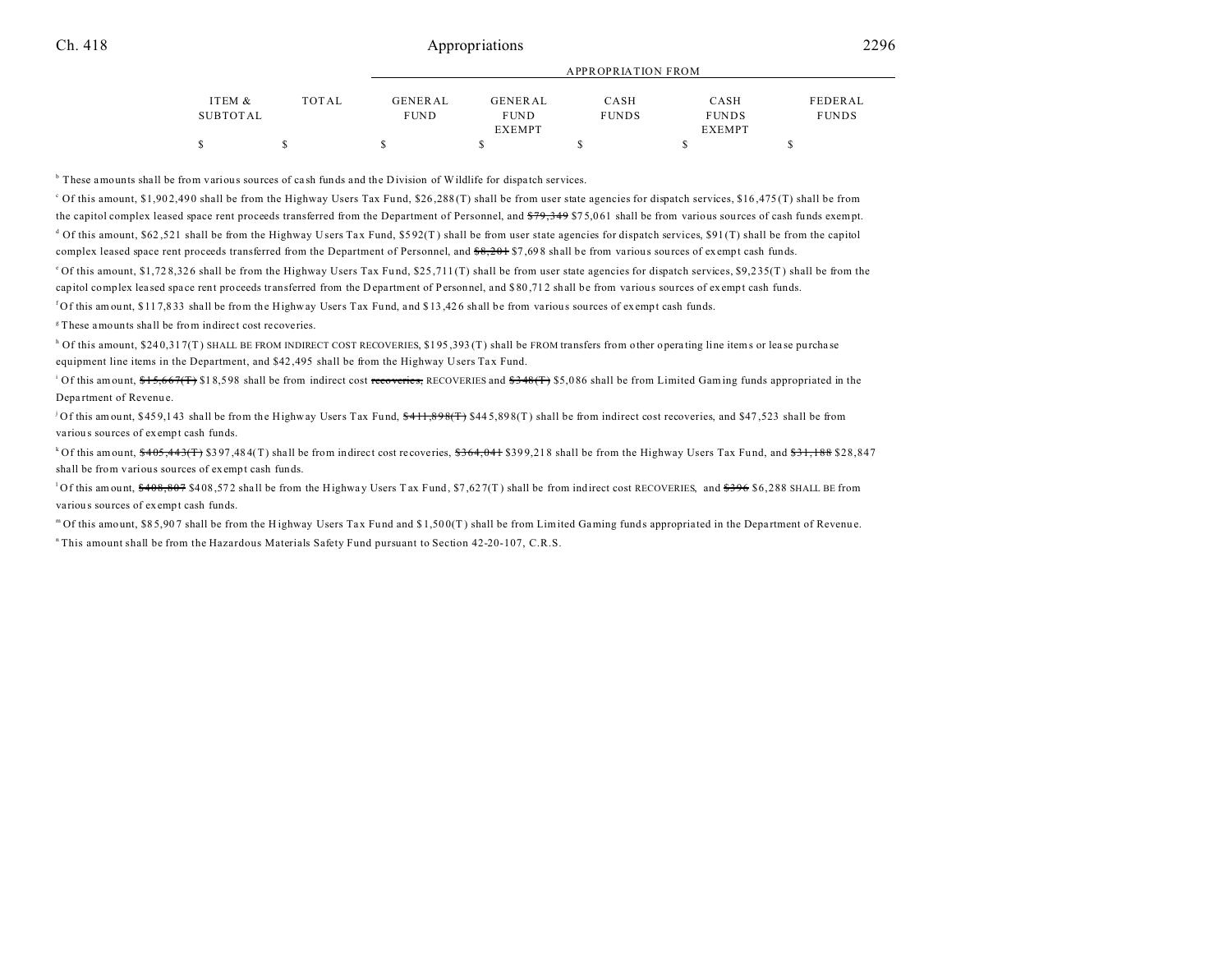| | | | APPROPRIATION FROM | | | | |
|---|---|---|---|---|---|---|---|
| | ITEM & SUBTOTAL | TOTAL | GENERAL FUND | GENERAL FUND EXEMPT | CASH FUNDS | CASH FUNDS EXEMPT | FEDERAL FUNDS |
| | $ | $ | $ | $ | $ | $ | $ |

[b] These amounts shall be from various sources of cash funds and the Division of Wildlife for dispatch services.

[c] Of this amount, $1,902,490 shall be from the Highway Users Tax Fund, $26,288(T) shall be from user state agencies for dispatch services, $16,475(T) shall be from the capitol complex leased space rent proceeds transferred from the Department of Personnel, and ~~$79,349~~ $75,061 shall be from various sources of cash funds exempt.

[d] Of this amount, $62,521 shall be from the Highway Users Tax Fund, $592(T) shall be from user state agencies for dispatch services, $91(T) shall be from the capitol complex leased space rent proceeds transferred from the Department of Personnel, and ~~$8,201~~ $7,698 shall be from various sources of exempt cash funds.

[e] Of this amount, $1,728,326 shall be from the Highway Users Tax Fund, $25,711(T) shall be from user state agencies for dispatch services, $9,235(T) shall be from the capitol complex leased space rent proceeds transferred from the Department of Personnel, and $80,712 shall be from various sources of exempt cash funds.

[f] Of this amount, $117,833 shall be from the Highway Users Tax Fund, and $13,426 shall be from various sources of exempt cash funds.

[g] These amounts shall be from indirect cost recoveries.

[h] Of this amount, $240,317(T) SHALL BE FROM INDIRECT COST RECOVERIES, $195,393(T) shall be FROM transfers from other operating line items or lease purchase equipment line items in the Department, and $42,495 shall be from the Highway Users Tax Fund.

[i] Of this amount, ~~$15,667(T)~~ $18,598 shall be from indirect cost ~~recoveries,~~ RECOVERIES and ~~$348(T)~~ $5,086 shall be from Limited Gaming funds appropriated in the Department of Revenue.

[j] Of this amount, $459,143 shall be from the Highway Users Tax Fund, ~~$411,898(T)~~ $445,898(T) shall be from indirect cost recoveries, and $47,523 shall be from various sources of exempt cash funds.

[k] Of this amount, ~~$405,443(T)~~ $397,484(T) shall be from indirect cost recoveries, ~~$364,041~~ $399,218 shall be from the Highway Users Tax Fund, and ~~$31,188~~ $28,847 shall be from various sources of exempt cash funds.

[l] Of this amount, ~~$408,807~~ $408,572 shall be from the Highway Users Tax Fund, $7,627(T) shall be from indirect cost RECOVERIES, and ~~$396~~ $6,288 SHALL BE from various sources of exempt cash funds.

[m] Of this amount, $85,907 shall be from the Highway Users Tax Fund and $1,500(T) shall be from Limited Gaming funds appropriated in the Department of Revenue.

[n] This amount shall be from the Hazardous Materials Safety Fund pursuant to Section 42-20-107, C.R.S.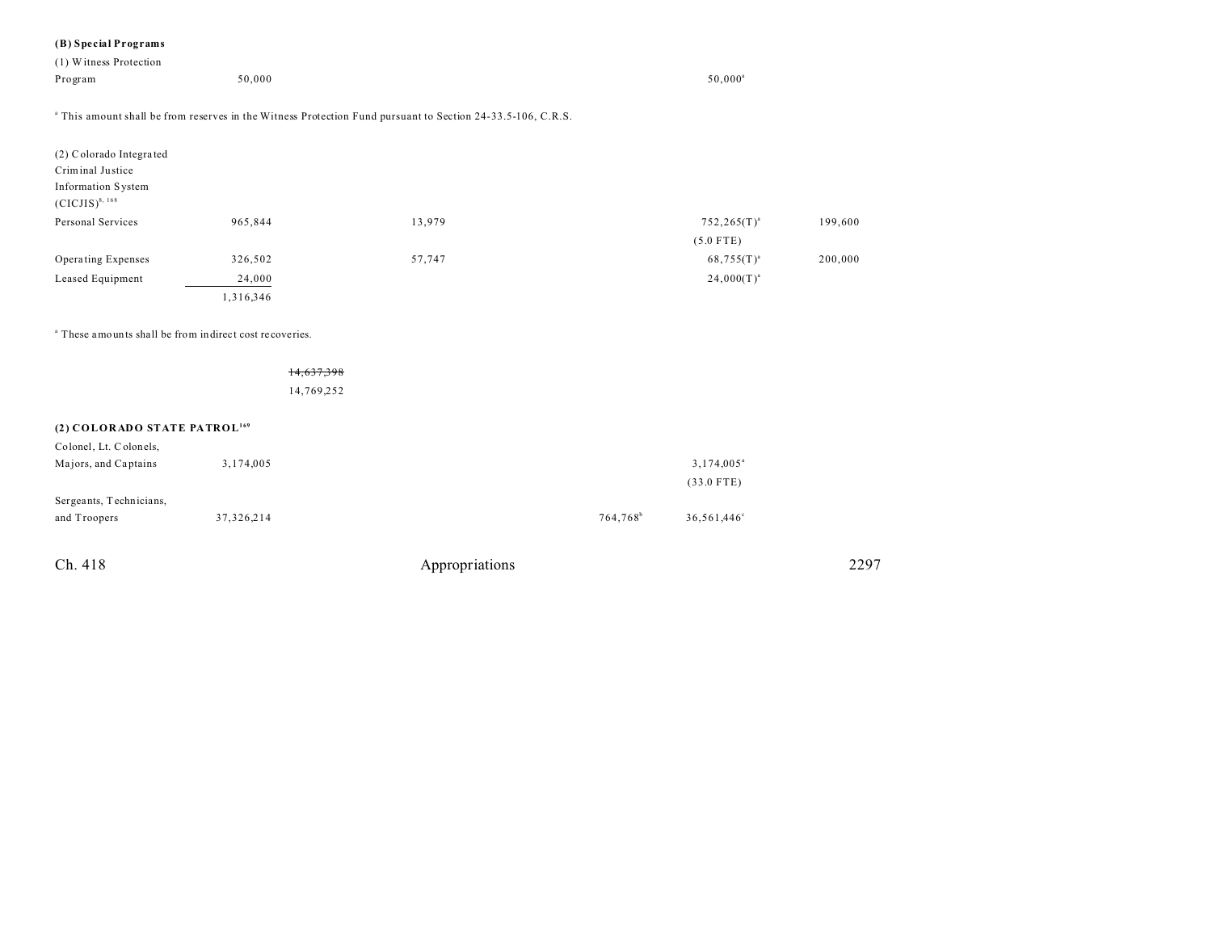**(B) Special Programs**

| | | | | | | |
|---|---|---|---|---|---|---|
| (1) Witness Protection Program | 50,000 | | | | 50,000[a] | |

[a] This amount shall be from reserves in the Witness Protection Fund pursuant to Section 24-33.5-106, C.R.S.

| | | | | | | |
|---|---|---|---|---|---|---|
| (2) Colorado Integrated Criminal Justice Information System (CICJIS)[8, 168] | | | | | | |
| Personal Services | 965,844 | | 13,979 | | 752,265(T)[a] (5.0 FTE) | 199,600 |
| Operating Expenses | 326,502 | | 57,747 | | 68,755(T)[a] | 200,000 |
| Leased Equipment | 24,000 | | | | 24,000(T)[a] | |
| | 1,316,346 | | | | | |

[a] These amounts shall be from indirect cost recoveries.

| | | |
|---|---|---|
| | | ~~14,637,398~~ 14,769,252 |

**(2) COLORADO STATE PATROL[169]**

| | | | | | | |
|---|---|---|---|---|---|---|
| Colonel, Lt. Colonels, Majors, and Captains | 3,174,005 | | | | 3,174,005[a] (33.0 FTE) | |
| Sergeants, Technicians, and Troopers | 37,326,214 | | | 764,768[b] | 36,561,446[c] | |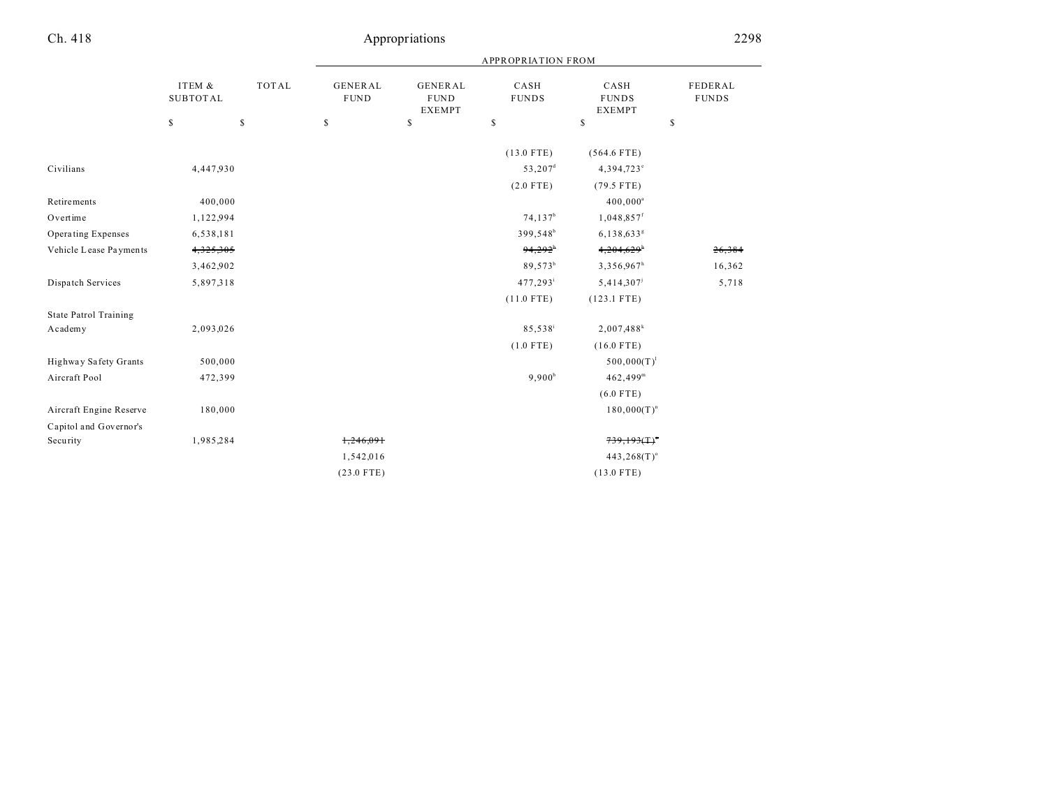| | ITEM & SUBTOTAL | TOTAL | GENERAL FUND | GENERAL FUND EXEMPT | CASH FUNDS | CASH FUNDS EXEMPT | FEDERAL FUNDS |
|---|---|---|---|---|---|---|---|
| | $ | $ | $ | $ | $ | $ | $ |
| | | | | | (13.0 FTE) | (564.6 FTE) | |
| Civilians | 4,447,930 | | | | 53,207[d] | 4,394,723[e] | |
| | | | | | (2.0 FTE) | (79.5 FTE) | |
| Retirements | 400,000 | | | | | 400,000[a] | |
| Overtime | 1,122,994 | | | | 74,137[b] | 1,048,857[f] | |
| Operating Expenses | 6,538,181 | | | | 399,548[b] | 6,138,633[g] | |
| Vehicle Lease Payments | ~~4,325,305~~ | | | | ~~94,292~~[h] | ~~4,204,629~~[h] | ~~26,384~~ |
| | 3,462,902 | | | | 89,573[h] | 3,356,967[h] | 16,362 |
| Dispatch Services | 5,897,318 | | | | 477,293[i] | 5,414,307[j] | 5,718 |
| | | | | | (11.0 FTE) | (123.1 FTE) | |
| State Patrol Training Academy | 2,093,026 | | | | 85,538[i] | 2,007,488[k] | |
| | | | | | (1.0 FTE) | (16.0 FTE) | |
| Highway Safety Grants | 500,000 | | | | | 500,000(T)[l] | |
| Aircraft Pool | 472,399 | | | | 9,900[b] | 462,499[m] | |
| | | | | | | (6.0 FTE) | |
| Aircraft Engine Reserve | 180,000 | | | | | 180,000(T)[n] | |
| Capitol and Governor's Security | 1,985,284 | | ~~1,246,091~~ | | | ~~739,193(T)~~[o] | |
| | | | 1,542,016 | | | 443,268(T)[o] | |
| | | | (23.0 FTE) | | | (13.0 FTE) | |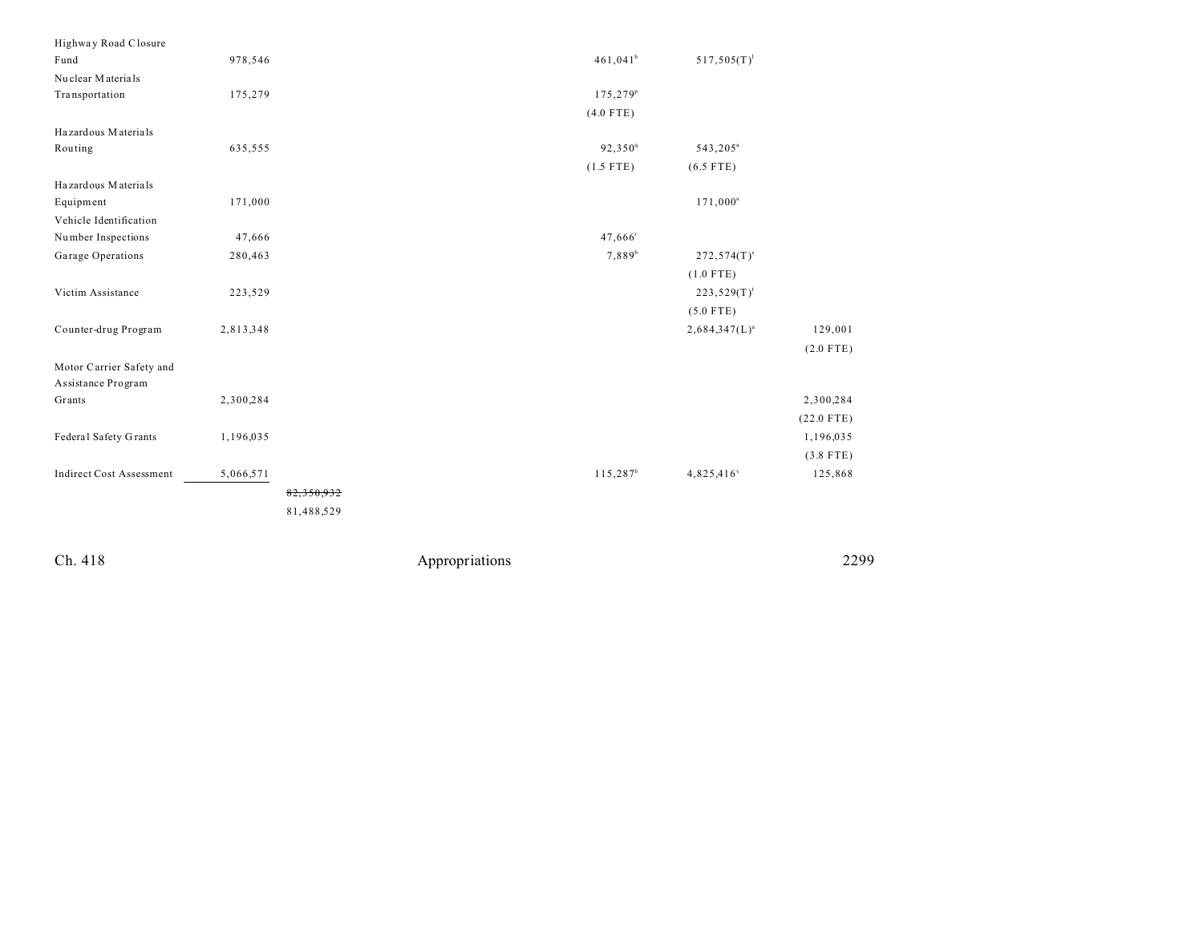| | | | | | | |
|---|---|---|---|---|---|---|
| Highway Road Closure Fund | 978,546 | | | 461,041[b] | 517,505(T)[l] | |
| Nuclear Materials Transportation | 175,279 | | | 175,279[p] | | |
| | | | | (4.0 FTE) | | |
| Hazardous Materials Routing | 635,555 | | | 92,350[q] | 543,205[a] | |
| | | | | (1.5 FTE) | (6.5 FTE) | |
| Hazardous Materials Equipment | 171,000 | | | | 171,000[a] | |
| Vehicle Identification Number Inspections | 47,666 | | | 47,666[r] | | |
| Garage Operations | 280,463 | | | 7,889[b] | 272,574(T)[s] | |
| | | | | | (1.0 FTE) | |
| Victim Assistance | 223,529 | | | | 223,529(T)[t] | |
| | | | | | (5.0 FTE) | |
| Counter-drug Program | 2,813,348 | | | | 2,684,347(L)[u] | 129,001 |
| | | | | | | (2.0 FTE) |
| Motor Carrier Safety and Assistance Program Grants | 2,300,284 | | | | | 2,300,284 |
| | | | | | | (22.0 FTE) |
| Federal Safety Grants | 1,196,035 | | | | | 1,196,035 |
| | | | | | | (3.8 FTE) |
| Indirect Cost Assessment | 5,066,571 | | | 115,287[b] | 4,825,416[v] | 125,868 |
| | | ~~82,350,932~~ | | | | |
| | | 81,488,529 | | | | |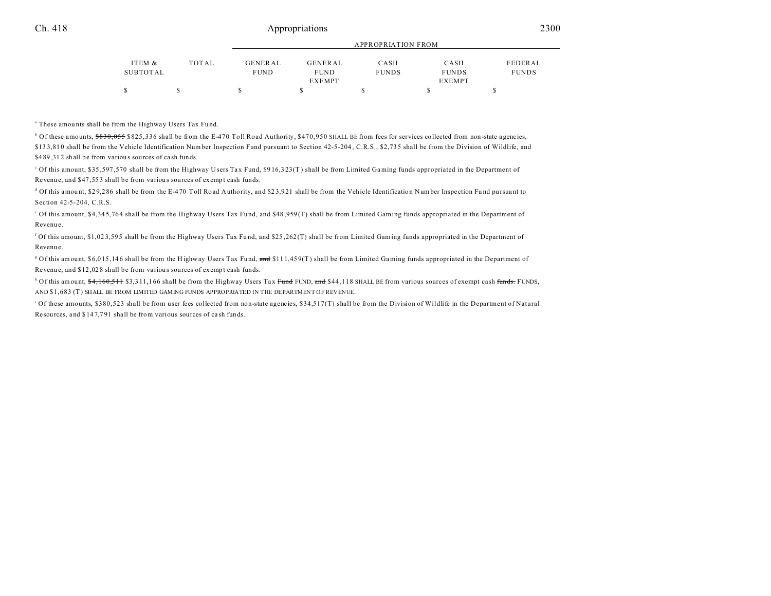| ITEM & SUBTOTAL | TOTAL | GENERAL FUND | GENERAL FUND EXEMPT | CASH FUNDS | CASH FUNDS EXEMPT | FEDERAL FUNDS |
|---|---|---|---|---|---|---|
| $ | $ | $ | $ | $ | $ | $ |

[a] These amounts shall be from the Highway Users Tax Fund.

[b] Of these amounts, ~~$830,055~~ $825,336 shall be from the E-470 Toll Road Authority, $470,950 SHALL BE from fees for services collected from non-state agencies, $133,810 shall be from the Vehicle Identification Number Inspection Fund pursuant to Section 42-5-204, C.R.S., $2,735 shall be from the Division of Wildlife, and $489,312 shall be from various sources of cash funds.

[c] Of this amount, $35,597,570 shall be from the Highway Users Tax Fund, $916,323(T) shall be from Limited Gaming funds appropriated in the Department of Revenue, and $47,553 shall be from various sources of exempt cash funds.

[d] Of this amount, $29,286 shall be from the E-470 Toll Road Authority, and $23,921 shall be from the Vehicle Identification Number Inspection Fund pursuant to Section 42-5-204, C.R.S.

[e] Of this amount, $4,345,764 shall be from the Highway Users Tax Fund, and $48,959(T) shall be from Limited Gaming funds appropriated in the Department of Revenue.

[f] Of this amount, $1,023,595 shall be from the Highway Users Tax Fund, and $25,262(T) shall be from Limited Gaming funds appropriated in the Department of Revenue.

[g] Of this amount, $6,015,146 shall be from the Highway Users Tax Fund, ~~and~~ $111,459(T) shall be from Limited Gaming funds appropriated in the Department of Revenue, and $12,028 shall be from various sources of exempt cash funds.

[h] Of this amount, ~~$4,160,511~~ $3,311,166 shall be from the Highway Users Tax ~~Fund~~ FUND, ~~and~~ $44,118 SHALL BE from various sources of exempt cash ~~funds.~~ FUNDS, AND $1,683 (T) SHALL BE FROM LIMITED GAMING FUNDS APPROPRIATED IN THE DEPARTMENT OF REVENUE.

[i] Of these amounts, $380,523 shall be from user fees collected from non-state agencies, $34,517(T) shall be from the Division of Wildlife in the Department of Natural Resources, and $147,791 shall be from various sources of cash funds.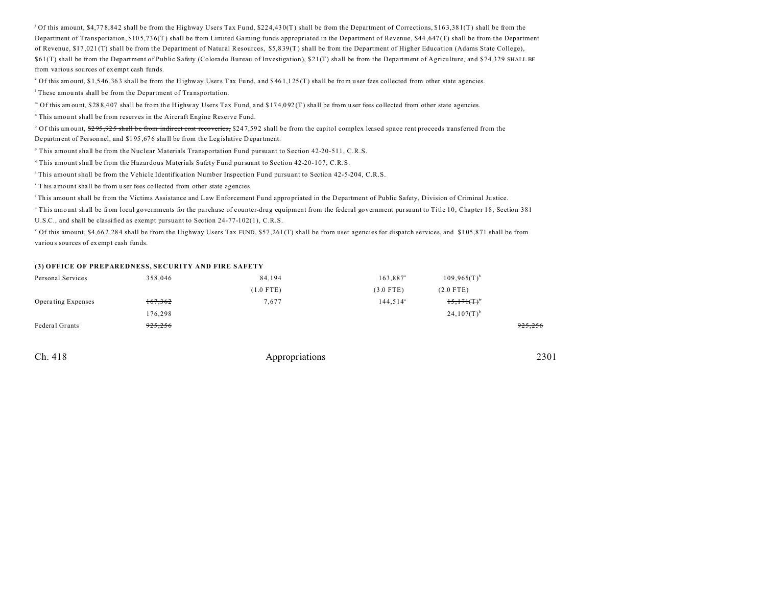[j] Of this amount, $4,778,842 shall be from the Highway Users Tax Fund, $224,430(T) shall be from the Department of Corrections, $163,381(T) shall be from the Department of Transportation, $105,736(T) shall be from Limited Gaming funds appropriated in the Department of Revenue, $44,647(T) shall be from the Department of Revenue, $17,021(T) shall be from the Department of Natural Resources, $5,839(T) shall be from the Department of Higher Education (Adams State College), $61(T) shall be from the Department of Public Safety (Colorado Bureau of Investigation), $21(T) shall be from the Department of Agriculture, and $74,329 SHALL BE from various sources of exempt cash funds.

[k] Of this amount, $1,546,363 shall be from the Highway Users Tax Fund, and $461,125(T) shall be from user fees collected from other state agencies.

[l] These amounts shall be from the Department of Transportation.

[m] Of this amount, $288,407 shall be from the Highway Users Tax Fund, and $174,092(T) shall be from user fees collected from other state agencies.

[n] This amount shall be from reserves in the Aircraft Engine Reserve Fund.

[o] Of this amount, ~~$295,925 shall be from indirect cost recoveries,~~ $247,592 shall be from the capitol complex leased space rent proceeds transferred from the Department of Personnel, and $195,676 shall be from the Legislative Department.

[p] This amount shall be from the Nuclear Materials Transportation Fund pursuant to Section 42-20-511, C.R.S.

[q] This amount shall be from the Hazardous Materials Safety Fund pursuant to Section 42-20-107, C.R.S.

[r] This amount shall be from the Vehicle Identification Number Inspection Fund pursuant to Section 42-5-204, C.R.S.

[s] This amount shall be from user fees collected from other state agencies.

[t] This amount shall be from the Victims Assistance and Law Enforcement Fund appropriated in the Department of Public Safety, Division of Criminal Justice.

[u] This amount shall be from local governments for the purchase of counter-drug equipment from the federal government pursuant to Title 10, Chapter 18, Section 381 U.S.C., and shall be classified as exempt pursuant to Section 24-77-102(1), C.R.S.

[v] Of this amount, $4,662,284 shall be from the Highway Users Tax FUND, $57,261(T) shall be from user agencies for dispatch services, and $105,871 shall be from various sources of exempt cash funds.

**(3) OFFICE OF PREPAREDNESS, SECURITY AND FIRE SAFETY**

| | | | | | | | |
|---|---|---|---|---|---|---|---|
| Personal Services | 358,046 | | 84,194 | | 163,887[a] | 109,965(T)[b] | |
| | | | (1.0 FTE) | | (3.0 FTE) | (2.0 FTE) | |
| Operating Expenses | ~~167,362~~ | | 7,677 | | 144,514[a] | ~~15,171(T)~~[b] | |
| | 176,298 | | | | | 24,107(T)[b] | |
| Federal Grants | ~~925,256~~ | | | | | | ~~925,256~~ |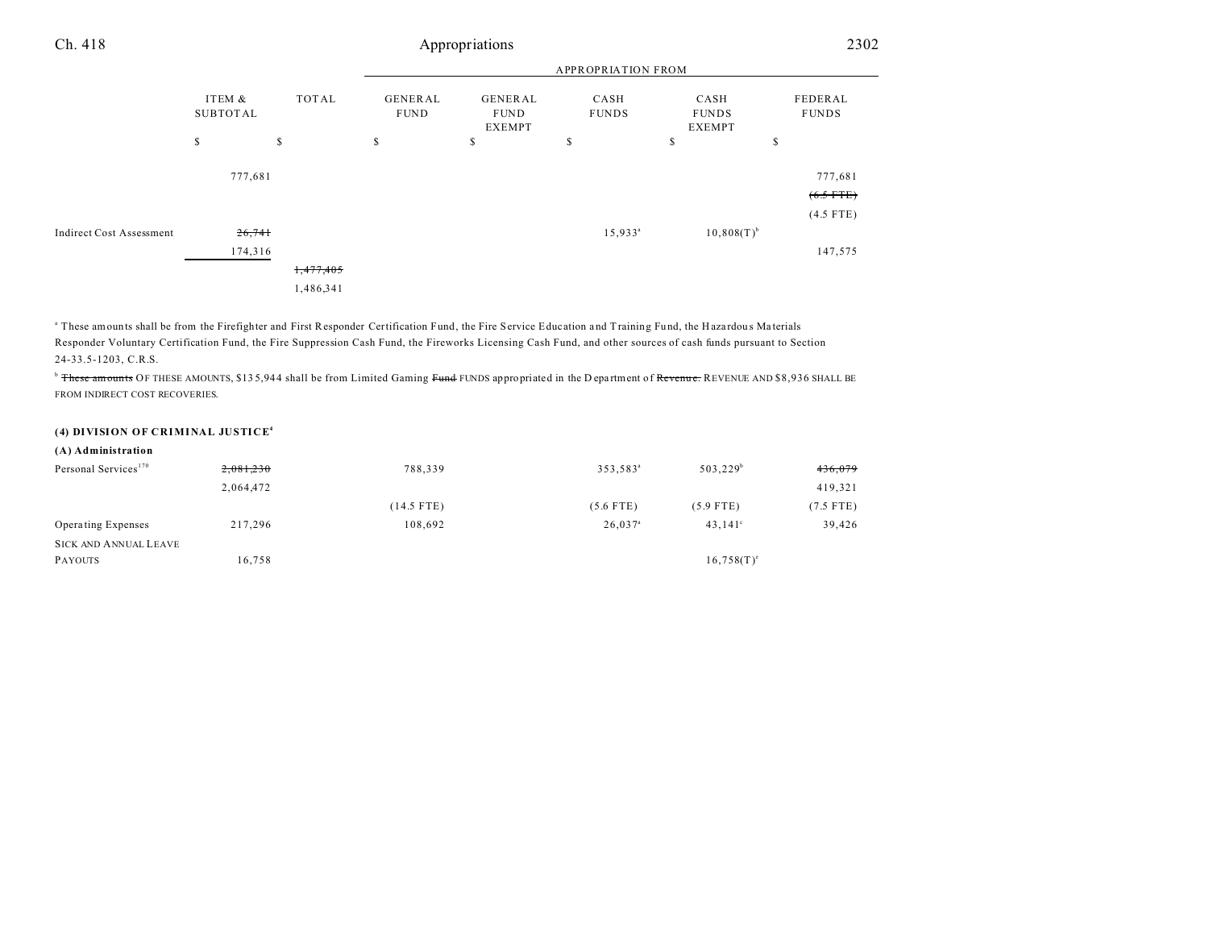| | ITEM & SUBTOTAL | TOTAL | GENERAL FUND | GENERAL FUND EXEMPT | CASH FUNDS | CASH FUNDS EXEMPT | FEDERAL FUNDS |
|---|---|---|---|---|---|---|---|
| | | | APPROPRIATION FROM | | | | |
| | $ | $ | $ | $ | $ | $ | $ |
| | 777,681 | | | | | | 777,681 |
| | | | | | | | ~~(6.5 FTE)~~ |
| | | | | | | | (4.5 FTE) |
| Indirect Cost Assessment | ~~26,741~~ | | | | 15,933[a] | 10,808(T)[b] | |
| | 174,316 | | | | | | 147,575 |
| | | ~~1,477,405~~ | | | | | |
| | | 1,486,341 | | | | | |

[a] These amounts shall be from the Firefighter and First Responder Certification Fund, the Fire Service Education and Training Fund, the Hazardous Materials Responder Voluntary Certification Fund, the Fire Suppression Cash Fund, the Fireworks Licensing Cash Fund, and other sources of cash funds pursuant to Section 24-33.5-1203, C.R.S.

[b] ~~These amounts~~ OF THESE AMOUNTS, $135,944 shall be from Limited Gaming ~~Fund~~ FUNDS appropriated in the Department of ~~Revenue.~~ REVENUE AND $8,936 SHALL BE FROM INDIRECT COST RECOVERIES.

**(4) DIVISION OF CRIMINAL JUSTICE[4]**

**(A) Administration**

| | ITEM & SUBTOTAL | TOTAL | GENERAL FUND | GENERAL FUND EXEMPT | CASH FUNDS | CASH FUNDS EXEMPT | FEDERAL FUNDS |
|---|---|---|---|---|---|---|---|
| Personal Services[170] | ~~2,081,230~~ | | 788,339 | | 353,583[a] | 503,229[b] | ~~436,079~~ |
| | 2,064,472 | | | | | | 419,321 |
| | | | (14.5 FTE) | | (5.6 FTE) | (5.9 FTE) | (7.5 FTE) |
| Operating Expenses | 217,296 | | 108,692 | | 26,037[a] | 43,141[c] | 39,426 |
| SICK AND ANNUAL LEAVE PAYOUTS | 16,758 | | | | | 16,758(T)[e] | |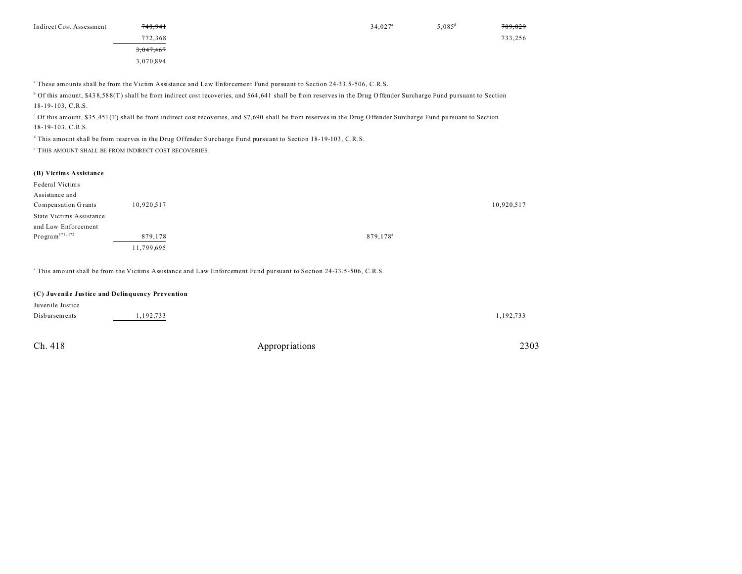| | | | | | | |
|---|---|---|---|---|---|---|
| Indirect Cost Assessment | ~~748,941~~ 772,368 | | | 34,027[a] | 5,085[d] | ~~709,829~~ 733,256 |
| | ~~3,047,467~~ 3,070,894 | | | | | |

[a] These amounts shall be from the Victim Assistance and Law Enforcement Fund pursuant to Section 24-33.5-506, C.R.S.

[b] Of this amount, $438,588(T) shall be from indirect cost recoveries, and $64,641 shall be from reserves in the Drug Offender Surcharge Fund pursuant to Section 18-19-103, C.R.S.

[c] Of this amount, $35,451(T) shall be from indirect cost recoveries, and $7,690 shall be from reserves in the Drug Offender Surcharge Fund pursuant to Section 18-19-103, C.R.S.

[d] This amount shall be from reserves in the Drug Offender Surcharge Fund pursuant to Section 18-19-103, C.R.S.

[e] THIS AMOUNT SHALL BE FROM INDIRECT COST RECOVERIES.

**(B) Victims Assistance**

| | | | | | | |
|---|---|---|---|---|---|---|
| Federal Victims Assistance and Compensation Grants | 10,920,517 | | | | | 10,920,517 |
| State Victims Assistance and Law Enforcement Program[171, 172] | 879,178 | | | 879,178[a] | | |
| | 11,799,695 | | | | | |

[a] This amount shall be from the Victims Assistance and Law Enforcement Fund pursuant to Section 24-33.5-506, C.R.S.

**(C) Juvenile Justice and Delinquency Prevention**

| | | | | | | |
|---|---|---|---|---|---|---|
| Juvenile Justice Disbursements | 1,192,733 | | | | | 1,192,733 |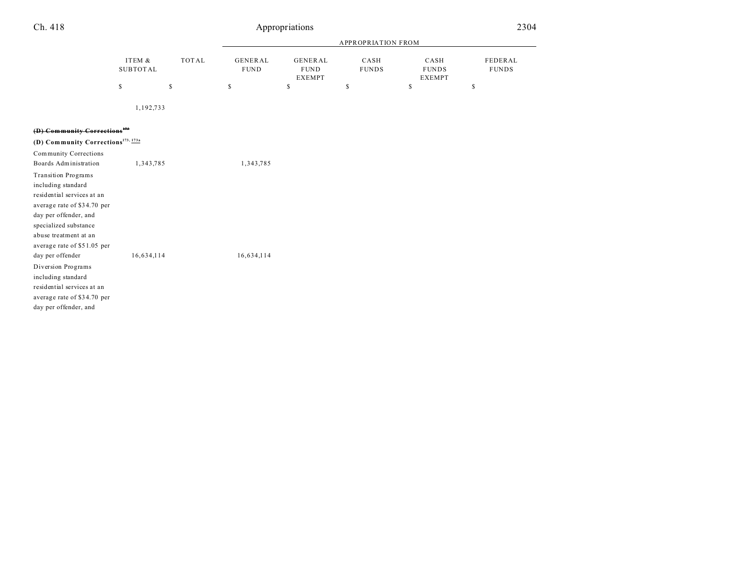| | ITEM & SUBTOTAL | TOTAL | APPROPRIATION FROM | | | | |
|---|---|---|---|---|---|---|---|
| | | | GENERAL FUND | GENERAL FUND EXEMPT | CASH FUNDS | CASH FUNDS EXEMPT | FEDERAL FUNDS |
| | $ | $ | $ | $ | $ | $ | $ |
| | 1,192,733 | | | | | | |
| ~~**(D) Community Corrections**[173]~~ | | | | | | | |
| **(D) Community Corrections**[173, 173a] | | | | | | | |
| Community Corrections Boards Administration | 1,343,785 | | 1,343,785 | | | | |
| Transition Programs including standard residential services at an average rate of $34.70 per day per offender, and specialized substance abuse treatment at an average rate of $51.05 per day per offender | 16,634,114 | | 16,634,114 | | | | |
| Diversion Programs including standard residential services at an average rate of $34.70 per day per offender, and | | | | | | | |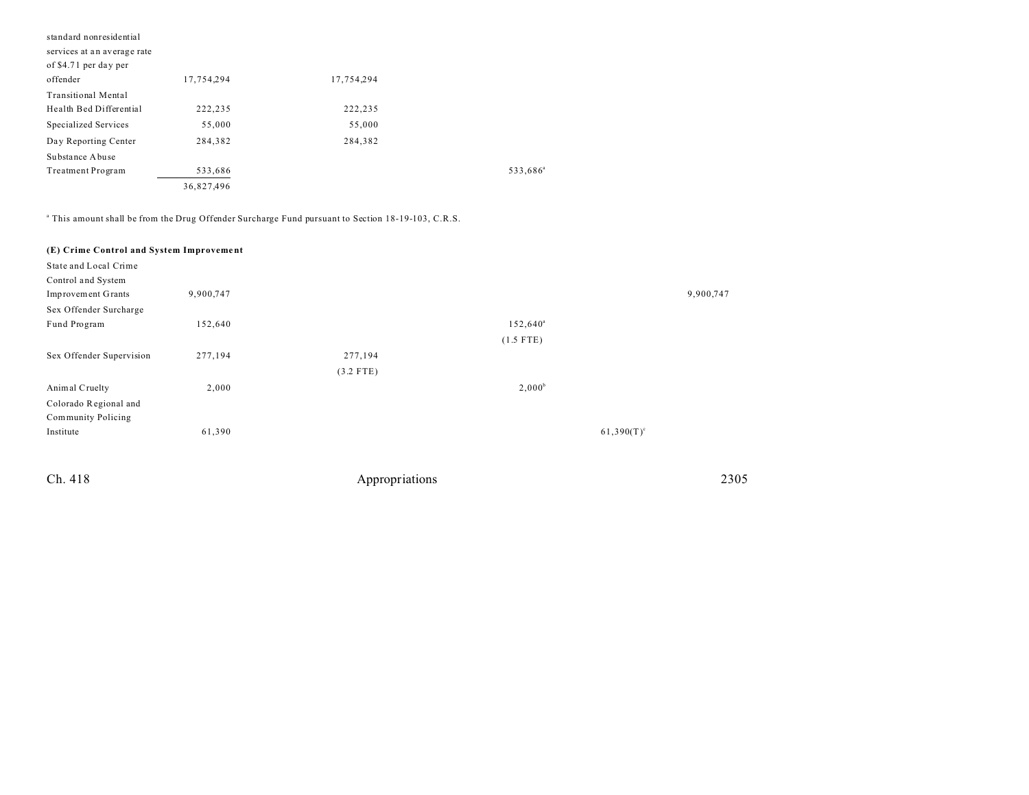| | | | | | |
|---|---|---|---|---|---|
| standard nonresidential services at an average rate of $4.71 per day per offender | 17,754,294 | 17,754,294 | | | |
| Transitional Mental Health Bed Differential | 222,235 | 222,235 | | | |
| Specialized Services | 55,000 | 55,000 | | | |
| Day Reporting Center | 284,382 | 284,382 | | | |
| Substance Abuse Treatment Program | 533,686 | | 533,686[a] | | |
| | 36,827,496 | | | | |

[a] This amount shall be from the Drug Offender Surcharge Fund pursuant to Section 18-19-103, C.R.S.

**(E) Crime Control and System Improvement**

| | | | | | |
|---|---|---|---|---|---|
| State and Local Crime Control and System Improvement Grants | 9,900,747 | | | | 9,900,747 |
| Sex Offender Surcharge Fund Program | 152,640 | | 152,640[a] (1.5 FTE) | | |
| Sex Offender Supervision | 277,194 | 277,194 (3.2 FTE) | | | |
| Animal Cruelty | 2,000 | | 2,000[b] | | |
| Colorado Regional and Community Policing Institute | 61,390 | | | 61,390(T)[c] | |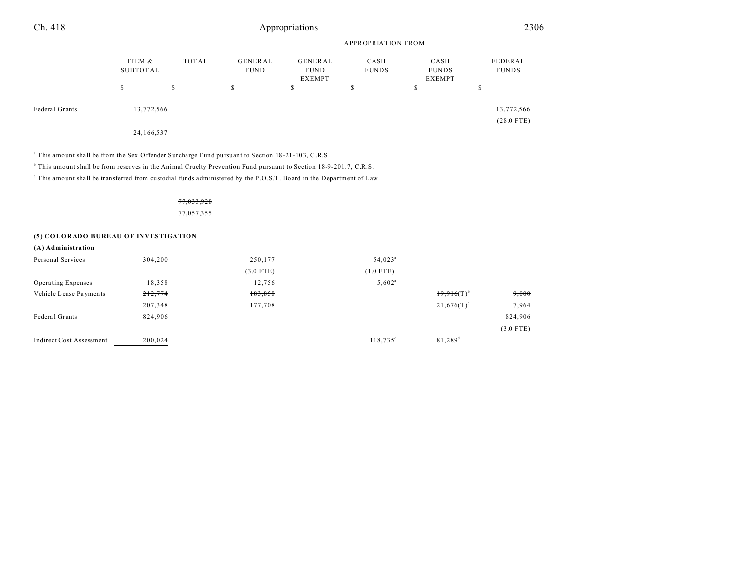| | ITEM & SUBTOTAL | TOTAL | APPROPRIATION FROM GENERAL FUND | GENERAL FUND EXEMPT | CASH FUNDS | CASH FUNDS EXEMPT | FEDERAL FUNDS |
|---|---|---|---|---|---|---|---|
| | $ | $ | $ | $ | $ | $ | $ |
| Federal Grants | 13,772,566 | | | | | | 13,772,566 |
| | | | | | | | (28.0 FTE) |
| | 24,166,537 | | | | | | |

[a] This amount shall be from the Sex Offender Surcharge Fund pursuant to Section 18-21-103, C.R.S.

[b] This amount shall be from reserves in the Animal Cruelty Prevention Fund pursuant to Section 18-9-201.7, C.R.S.

[c] This amount shall be transferred from custodial funds administered by the P.O.S.T. Board in the Department of Law.

| | ITEM & SUBTOTAL | TOTAL | GENERAL FUND | GENERAL FUND EXEMPT | CASH FUNDS | CASH FUNDS EXEMPT | FEDERAL FUNDS |
|---|---|---|---|---|---|---|---|
| | | ~~77,033,928~~ | | | | | |
| | | 77,057,355 | | | | | |
| **(5) COLORADO BUREAU OF INVESTIGATION** | | | | | | | |
| **(A) Administration** | | | | | | | |
| Personal Services | 304,200 | | 250,177 | | 54,023[a] | | |
| | | | (3.0 FTE) | | (1.0 FTE) | | |
| Operating Expenses | 18,358 | | 12,756 | | 5,602[a] | | |
| Vehicle Lease Payments | ~~212,774~~ | | ~~183,858~~ | | | ~~19,916(T)[b]~~ | ~~9,000~~ |
| | 207,348 | | 177,708 | | | 21,676(T)[b] | 7,964 |
| Federal Grants | 824,906 | | | | | | 824,906 |
| | | | | | | | (3.0 FTE) |
| Indirect Cost Assessment | 200,024 | | | | 118,735[c] | 81,289[d] | |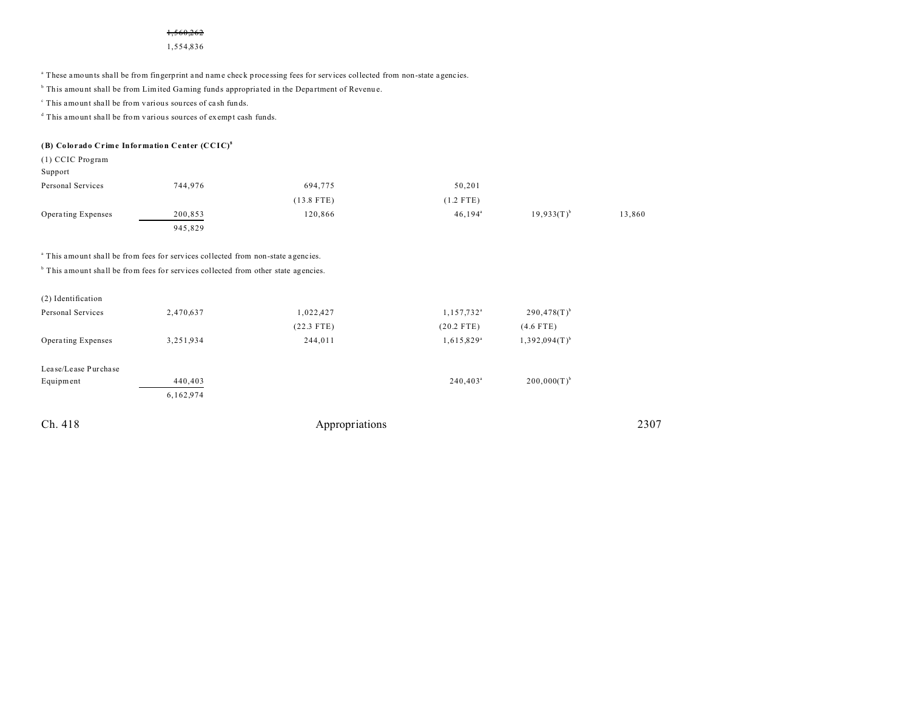~~1,560,262~~
1,554,836

[a] These amounts shall be from fingerprint and name check processing fees for services collected from non-state agencies.

[b] This amount shall be from Limited Gaming funds appropriated in the Department of Revenue.

[c] This amount shall be from various sources of cash funds.

[d] This amount shall be from various sources of exempt cash funds.

**(B) Colorado Crime Information Center (CCIC)[8]**

| | | | | | |
|---|---|---|---|---|---|
| (1) CCIC Program Support | | | | | |
| Personal Services | 744,976 | 694,775 | 50,201 | | |
| | | (13.8 FTE) | (1.2 FTE) | | |
| Operating Expenses | 200,853 | 120,866 | 46,194[a] | 19,933(T)[b] | 13,860 |
| | 945,829 | | | | |

[a] This amount shall be from fees for services collected from non-state agencies.

[b] This amount shall be from fees for services collected from other state agencies.

| | | | | |
|---|---|---|---|---|
| (2) Identification | | | | |
| Personal Services | 2,470,637 | 1,022,427 | 1,157,732[a] | 290,478(T)[b] |
| | | (22.3 FTE) | (20.2 FTE) | (4.6 FTE) |
| Operating Expenses | 3,251,934 | 244,011 | 1,615,829[a] | 1,392,094(T)[b] |
| Lease/Lease Purchase Equipment | 440,403 | | 240,403[a] | 200,000(T)[b] |
| | 6,162,974 | | | |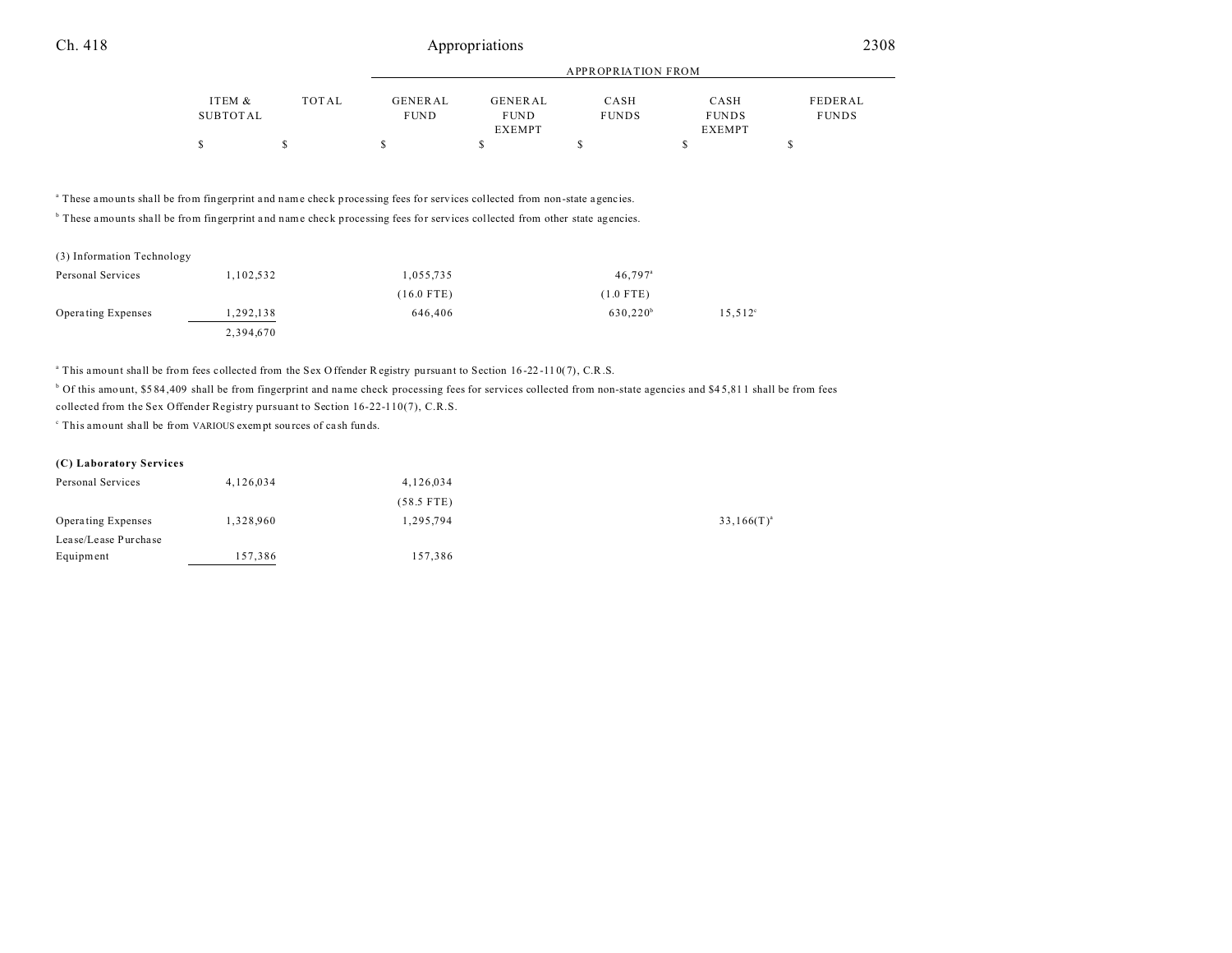| | ITEM & SUBTOTAL | TOTAL | GENERAL FUND | GENERAL FUND EXEMPT | CASH FUNDS | CASH FUNDS EXEMPT | FEDERAL FUNDS |
|---|---|---|---|---|---|---|---|
| | | | APPROPRIATION FROM | | | | |
| | $ | $ | $ | $ | $ | $ | $ |

[a] These amounts shall be from fingerprint and name check processing fees for services collected from non-state agencies.

[b] These amounts shall be from fingerprint and name check processing fees for services collected from other state agencies.

| | ITEM & SUBTOTAL | TOTAL | GENERAL FUND | GENERAL FUND EXEMPT | CASH FUNDS | CASH FUNDS EXEMPT | FEDERAL FUNDS |
|---|---|---|---|---|---|---|---|
| (3) Information Technology | | | | | | | |
| Personal Services | 1,102,532 | | 1,055,735 | | 46,797[a] | | |
| | | | (16.0 FTE) | | (1.0 FTE) | | |
| Operating Expenses | 1,292,138 | | 646,406 | | 630,220[b] | 15,512[c] | |
| | 2,394,670 | | | | | | |

[a] This amount shall be from fees collected from the Sex Offender Registry pursuant to Section 16-22-110(7), C.R.S.

[b] Of this amount, $584,409 shall be from fingerprint and name check processing fees for services collected from non-state agencies and $45,811 shall be from fees collected from the Sex Offender Registry pursuant to Section 16-22-110(7), C.R.S.

[c] This amount shall be from VARIOUS exempt sources of cash funds.

| | ITEM & SUBTOTAL | TOTAL | GENERAL FUND | GENERAL FUND EXEMPT | CASH FUNDS | CASH FUNDS EXEMPT | FEDERAL FUNDS |
|---|---|---|---|---|---|---|---|
| **(C) Laboratory Services** | | | | | | | |
| Personal Services | 4,126,034 | | 4,126,034 | | | | |
| | | | (58.5 FTE) | | | | |
| Operating Expenses | 1,328,960 | | 1,295,794 | | | 33,166(T)[a] | |
| Lease/Lease Purchase Equipment | 157,386 | | 157,386 | | | | |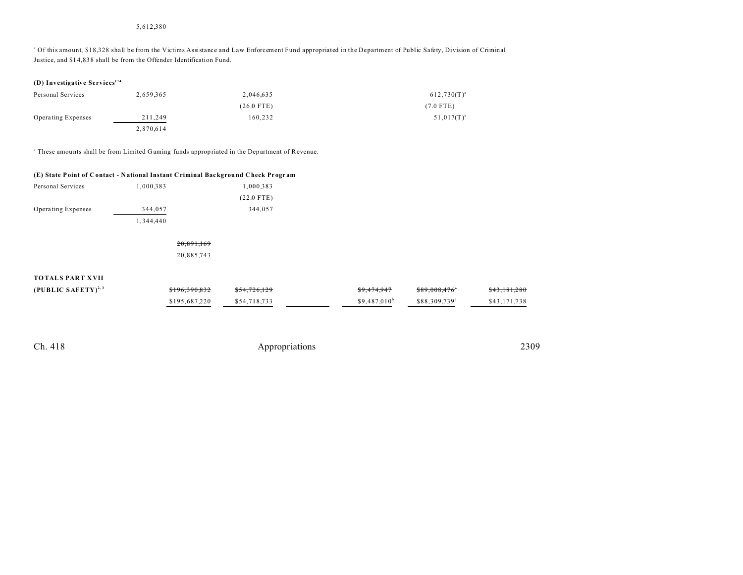5,612,380

[a] Of this amount, \$18,328 shall be from the Victims Assistance and Law Enforcement Fund appropriated in the Department of Public Safety, Division of Criminal Justice, and \$14,838 shall be from the Offender Identification Fund.

**(D) Investigative Services**[174]

| | | | | | | |
|---|---|---|---|---|---|---|
| Personal Services | 2,659,365 | | 2,046,635 | | 612,730(T)[a] | |
| | | | (26.0 FTE) | | (7.0 FTE) | |
| Operating Expenses | 211,249 | | 160,232 | | 51,017(T)[a] | |
| | 2,870,614 | | | | | |

[a] These amounts shall be from Limited Gaming funds appropriated in the Department of Revenue.

**(E) State Point of Contact - National Instant Criminal Background Check Program**

| | | | | | | |
|---|---|---|---|---|---|---|
| Personal Services | 1,000,383 | | 1,000,383 | | | |
| | | | (22.0 FTE) | | | |
| Operating Expenses | 344,057 | | 344,057 | | | |
| | 1,344,440 | | | | | |
| | | ~~20,891,169~~ | | | | |
| | | 20,885,743 | | | | |

| | | | | | | |
|---|---|---|---|---|---|---|
| **TOTALS PART XVII** | | | | | | |
| **(PUBLIC SAFETY)**[2, 3] | ~~\$196,390,832~~ | ~~\$54,726,129~~ | | ~~\$9,474,947~~ | ~~\$89,008,476~~[a] | ~~\$43,181,280~~ |
| | \$195,687,220 | \$54,718,733 | | \$9,487,010[b] | \$88,309,739[a] | \$43,171,738 |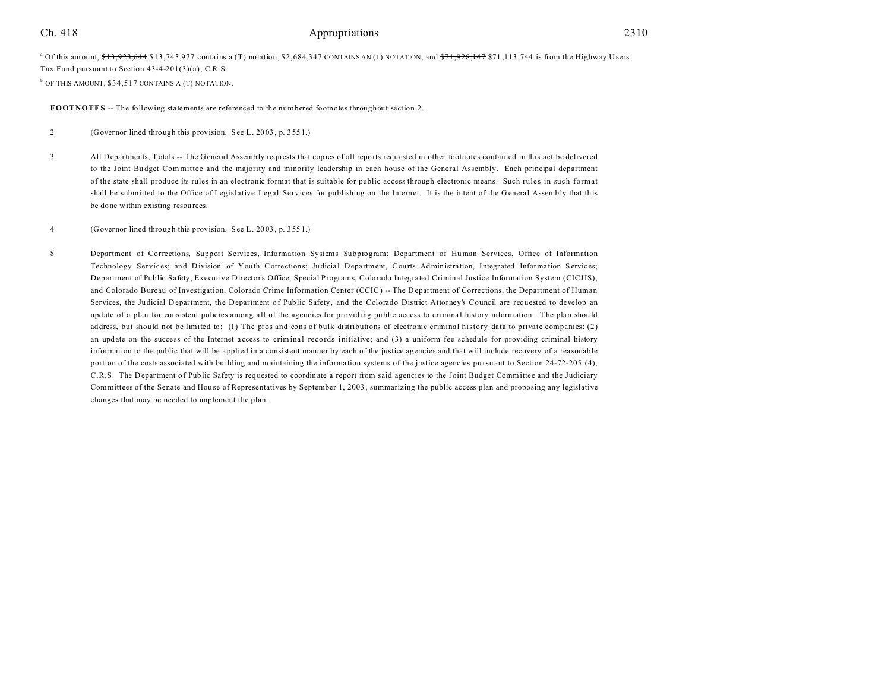[a] Of this amount, ~~$13,923,644~~ $13,743,977 contains a (T) notation, $2,684,347 CONTAINS AN (L) NOTATION, and ~~$71,928,147~~ $71,113,744 is from the Highway Users Tax Fund pursuant to Section 43-4-201(3)(a), C.R.S.

[b] OF THIS AMOUNT, $34,517 CONTAINS A (T) NOTATION.

**FOOTNOTES** -- The following statements are referenced to the numbered footnotes throughout section 2.

2 (Governor lined through this provision. See L. 2003, p. 3551.)

3 All Departments, Totals -- The General Assembly requests that copies of all reports requested in other footnotes contained in this act be delivered to the Joint Budget Committee and the majority and minority leadership in each house of the General Assembly. Each principal department of the state shall produce its rules in an electronic format that is suitable for public access through electronic means. Such rules in such format shall be submitted to the Office of Legislative Legal Services for publishing on the Internet. It is the intent of the General Assembly that this be done within existing resources.

4 (Governor lined through this provision. See L. 2003, p. 3551.)

8 Department of Corrections, Support Services, Information Systems Subprogram; Department of Human Services, Office of Information Technology Services; and Division of Youth Corrections; Judicial Department, Courts Administration, Integrated Information Services; Department of Public Safety, Executive Director's Office, Special Programs, Colorado Integrated Criminal Justice Information System (CICJIS); and Colorado Bureau of Investigation, Colorado Crime Information Center (CCIC) -- The Department of Corrections, the Department of Human Services, the Judicial Department, the Department of Public Safety, and the Colorado District Attorney's Council are requested to develop an update of a plan for consistent policies among all of the agencies for providing public access to criminal history information. The plan should address, but should not be limited to: (1) The pros and cons of bulk distributions of electronic criminal history data to private companies; (2) an update on the success of the Internet access to criminal records initiative; and (3) a uniform fee schedule for providing criminal history information to the public that will be applied in a consistent manner by each of the justice agencies and that will include recovery of a reasonable portion of the costs associated with building and maintaining the information systems of the justice agencies pursuant to Section 24-72-205 (4), C.R.S. The Department of Public Safety is requested to coordinate a report from said agencies to the Joint Budget Committee and the Judiciary Committees of the Senate and House of Representatives by September 1, 2003, summarizing the public access plan and proposing any legislative changes that may be needed to implement the plan.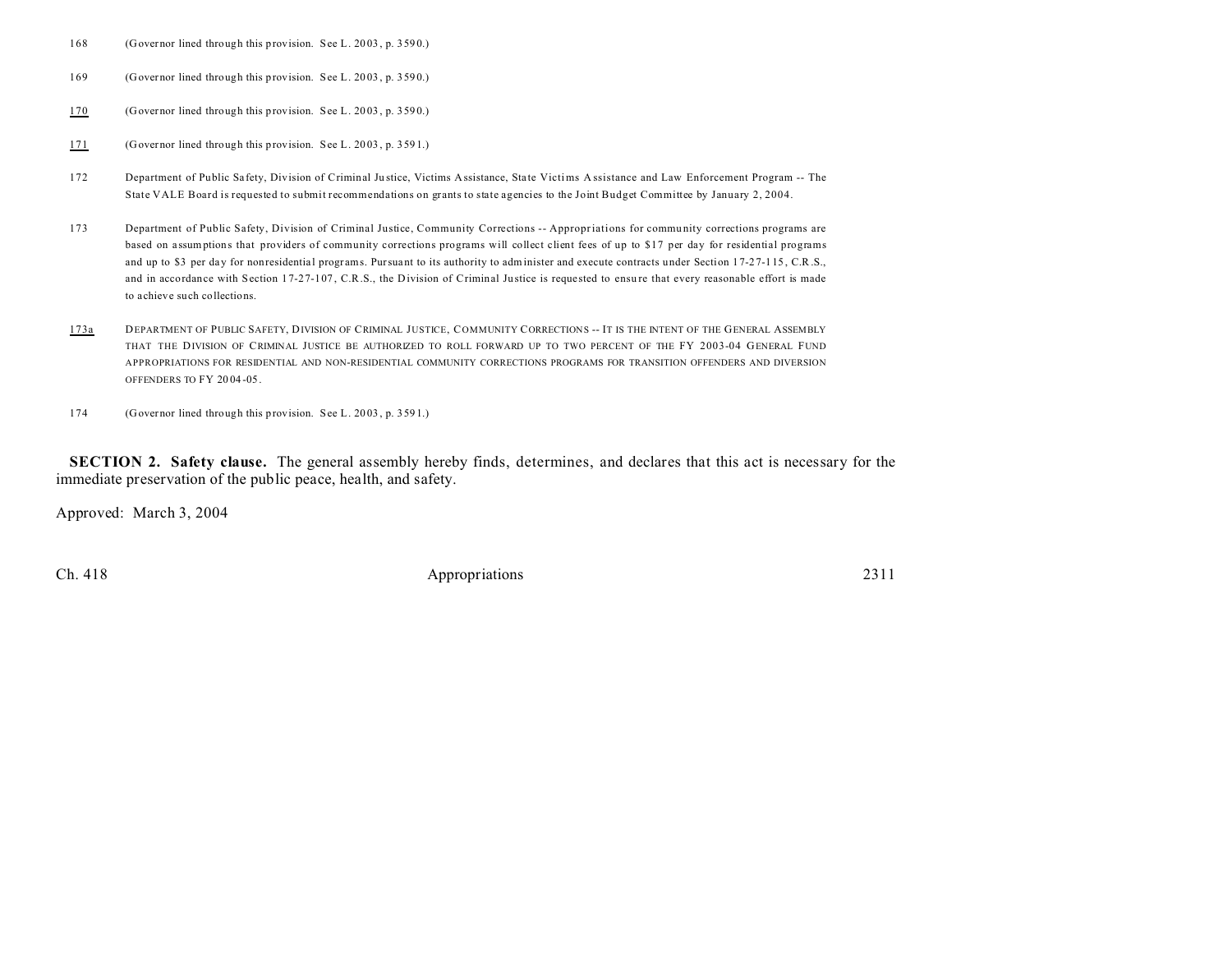168 (Governor lined through this provision. See L. 2003, p. 3590.)

169 (Governor lined through this provision. See L. 2003, p. 3590.)

170 (Governor lined through this provision. See L. 2003, p. 3590.)

171 (Governor lined through this provision. See L. 2003, p. 3591.)

172 Department of Public Safety, Division of Criminal Justice, Victims Assistance, State Victims Assistance and Law Enforcement Program -- The State VALE Board is requested to submit recommendations on grants to state agencies to the Joint Budget Committee by January 2, 2004.

173 Department of Public Safety, Division of Criminal Justice, Community Corrections -- Appropriations for community corrections programs are based on assumptions that providers of community corrections programs will collect client fees of up to $17 per day for residential programs and up to $3 per day for nonresidential programs. Pursuant to its authority to administer and execute contracts under Section 17-27-115, C.R.S., and in accordance with Section 17-27-107, C.R.S., the Division of Criminal Justice is requested to ensure that every reasonable effort is made to achieve such collections.

173a DEPARTMENT OF PUBLIC SAFETY, DIVISION OF CRIMINAL JUSTICE, COMMUNITY CORRECTIONS -- IT IS THE INTENT OF THE GENERAL ASSEMBLY THAT THE DIVISION OF CRIMINAL JUSTICE BE AUTHORIZED TO ROLL FORWARD UP TO TWO PERCENT OF THE FY 2003-04 GENERAL FUND APPROPRIATIONS FOR RESIDENTIAL AND NON-RESIDENTIAL COMMUNITY CORRECTIONS PROGRAMS FOR TRANSITION OFFENDERS AND DIVERSION OFFENDERS TO FY 2004-05.

174 (Governor lined through this provision. See L. 2003, p. 3591.)

**SECTION 2. Safety clause.** The general assembly hereby finds, determines, and declares that this act is necessary for the immediate preservation of the public peace, health, and safety.

Approved: March 3, 2004